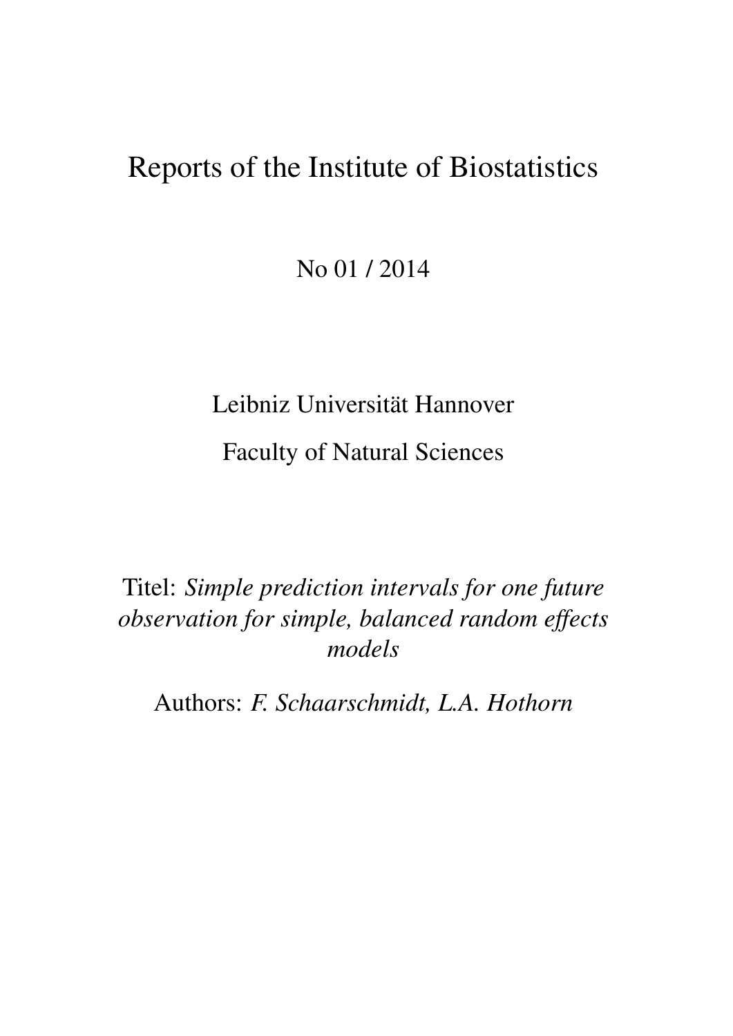# Reports of the Institute of Biostatistics

No 01 / 2014

Leibniz Universität Hannover

Faculty of Natural Sciences

Titel: *Simple prediction intervals for one future observation for simple, balanced random effects models*

Authors: *F. Schaarschmidt, L.A. Hothorn*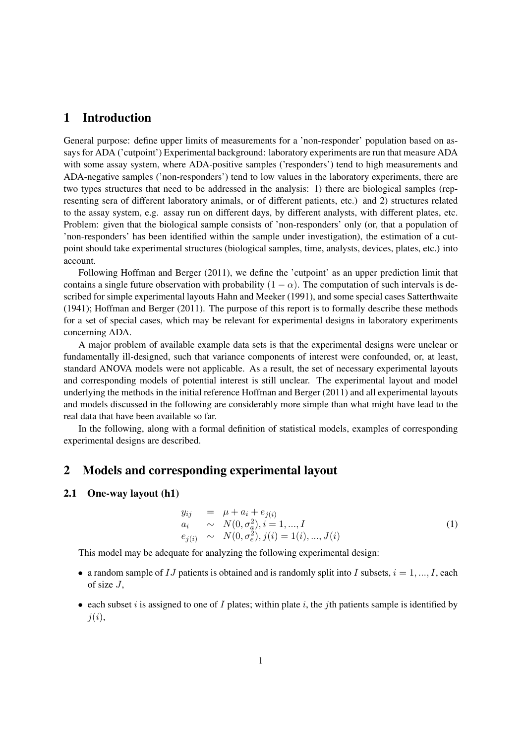# 1 Introduction

General purpose: define upper limits of measurements for a 'non-responder' population based on assays for ADA ('cutpoint') Experimental background: laboratory experiments are run that measure ADA with some assay system, where ADA-positive samples ('responders') tend to high measurements and ADA-negative samples ('non-responders') tend to low values in the laboratory experiments, there are two types structures that need to be addressed in the analysis: 1) there are biological samples (representing sera of different laboratory animals, or of different patients, etc.) and 2) structures related to the assay system, e.g. assay run on different days, by different analysts, with different plates, etc. Problem: given that the biological sample consists of 'non-responders' only (or, that a population of 'non-responders' has been identified within the sample under investigation), the estimation of a cutpoint should take experimental structures (biological samples, time, analysts, devices, plates, etc.) into account.

Following Hoffman and Berger (2011), we define the 'cutpoint' as an upper prediction limit that contains a single future observation with probability $(1 - \alpha)$. The computation of such intervals is described for simple experimental layouts Hahn and Meeker (1991), and some special cases Satterthwaite (1941); Hoffman and Berger (2011). The purpose of this report is to formally describe these methods for a set of special cases, which may be relevant for experimental designs in laboratory experiments concerning ADA.

A major problem of available example data sets is that the experimental designs were unclear or fundamentally ill-designed, such that variance components of interest were confounded, or, at least, standard ANOVA models were not applicable. As a result, the set of necessary experimental layouts and corresponding models of potential interest is still unclear. The experimental layout and model underlying the methods in the initial reference Hoffman and Berger (2011) and all experimental layouts and models discussed in the following are considerably more simple than what might have lead to the real data that have been available so far.

In the following, along with a formal definition of statistical models, examples of corresponding experimental designs are described.

# 2 Models and corresponding experimental layout

## 2.1 One-way layout (h1)

$$
\begin{array}{rcl}
y_{ij} & = & \mu + a_i + e_{j(i)} \\
a_i & \sim & N(0, \sigma_a^2), i = 1, ..., I \\
e_{j(i)} & \sim & N(0, \sigma_e^2), j(i) = 1(i), ..., J(i)
\end{array}
\tag{1}
$$

This model may be adequate for analyzing the following experimental design:

- a random sample of $IJ$ patients is obtained and is randomly split into $I$ subsets, $i = 1, ..., I$, each of size $J$,
- each subset $i$ is assigned to one of $I$ plates; within plate $i$, the $j$th patients sample is identified by $j(i)$,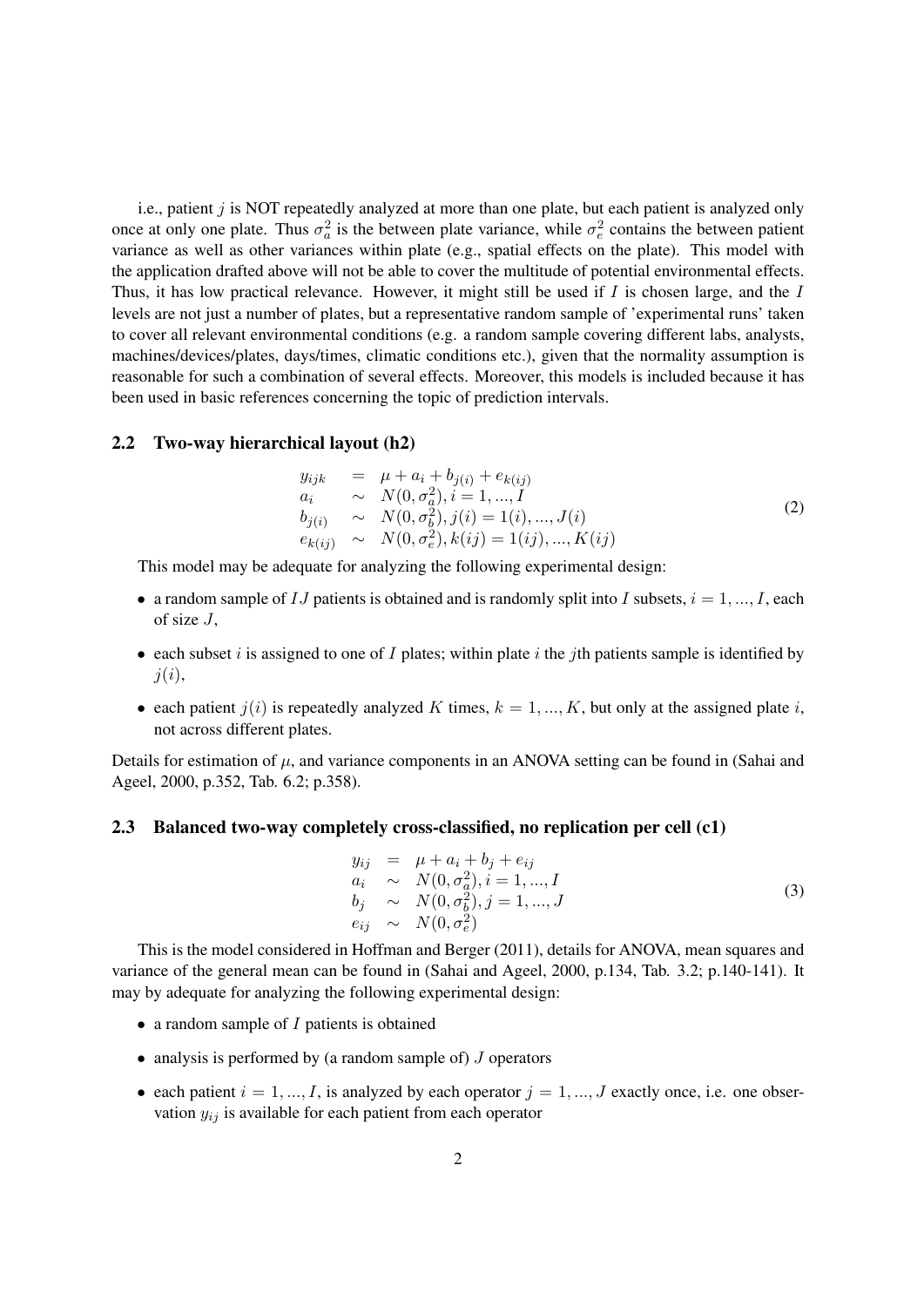i.e., patient $j$ is NOT repeatedly analyzed at more than one plate, but each patient is analyzed only once at only one plate. Thus $\sigma_a^2$ is the between plate variance, while $\sigma_e^2$ contains the between patient variance as well as other variances within plate (e.g., spatial effects on the plate). This model with the application drafted above will not be able to cover the multitude of potential environmental effects. Thus, it has low practical relevance. However, it might still be used if $I$ is chosen large, and the $I$ levels are not just a number of plates, but a representative random sample of 'experimental runs' taken to cover all relevant environmental conditions (e.g. a random sample covering different labs, analysts, machines/devices/plates, days/times, climatic conditions etc.), given that the normality assumption is reasonable for such a combination of several effects. Moreover, this models is included because it has been used in basic references concerning the topic of prediction intervals.

## 2.2 Two-way hierarchical layout (h2)

$$
\begin{array}{lcl}
y_{ijk} & = & \mu + a_i + b_{j(i)} + e_{k(ij)} \\
a_i & \sim & N(0, \sigma_a^2), i = 1, ..., I \\
b_{j(i)} & \sim & N(0, \sigma_b^2), j(i) = 1(i), ..., J(i) \\
e_{k(ij)} & \sim & N(0, \sigma_e^2), k(ij) = 1(ij), ..., K(ij)
\end{array}
\tag{2}
$$

This model may be adequate for analyzing the following experimental design:

- a random sample of $IJ$ patients is obtained and is randomly split into $I$ subsets, $i = 1, ..., I$, each of size $J$,
- each subset $i$ is assigned to one of $I$ plates; within plate $i$ the $j$th patients sample is identified by $j(i)$,
- each patient $j(i)$ is repeatedly analyzed $K$ times, $k = 1, ..., K$, but only at the assigned plate $i$, not across different plates.

Details for estimation of $\mu$, and variance components in an ANOVA setting can be found in (Sahai and Ageel, 2000, p.352, Tab. 6.2; p.358).

## 2.3 Balanced two-way completely cross-classified, no replication per cell (c1)

$$
\begin{array}{lcl}
y_{ij} & = & \mu + a_i + b_j + e_{ij} \\
a_i & \sim & N(0, \sigma_a^2), i = 1, ..., I \\
b_j & \sim & N(0, \sigma_b^2), j = 1, ..., J \\
e_{ij} & \sim & N(0, \sigma_e^2)
\end{array}
\tag{3}
$$

This is the model considered in Hoffman and Berger (2011), details for ANOVA, mean squares and variance of the general mean can be found in (Sahai and Ageel, 2000, p.134, Tab. 3.2; p.140-141). It may by adequate for analyzing the following experimental design:

- a random sample of $I$ patients is obtained
- analysis is performed by (a random sample of) $J$ operators
- each patient $i = 1, ..., I$, is analyzed by each operator $j = 1, ..., J$ exactly once, i.e. one observation $y_{ij}$ is available for each patient from each operator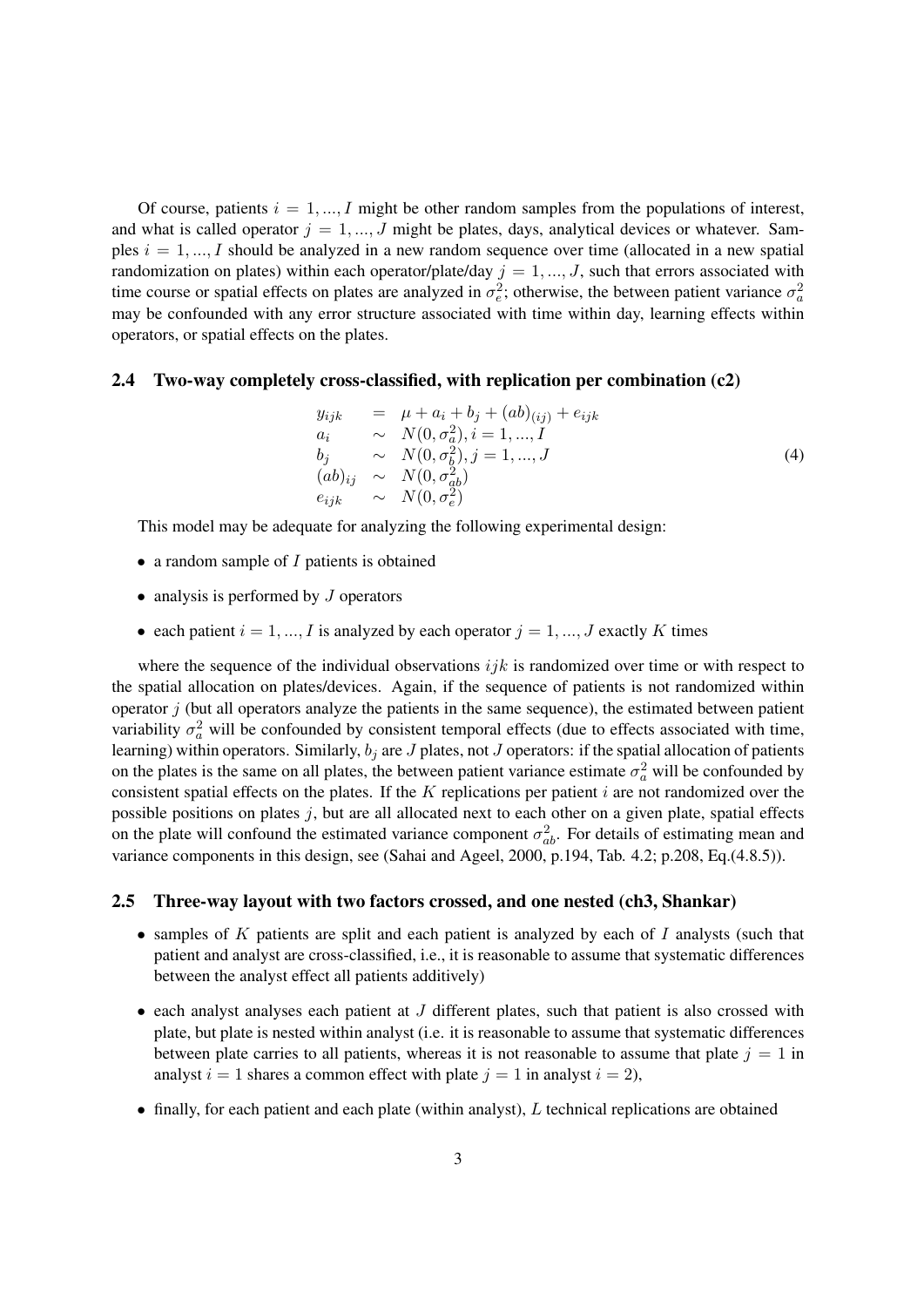Of course, patients $i = 1, ..., I$ might be other random samples from the populations of interest, and what is called operator $j = 1, ..., J$ might be plates, days, analytical devices or whatever. Samples $i = 1, ..., I$ should be analyzed in a new random sequence over time (allocated in a new spatial randomization on plates) within each operator/plate/day $j = 1, ..., J$, such that errors associated with time course or spatial effects on plates are analyzed in $\sigma_e^2$; otherwise, the between patient variance $\sigma_a^2$ may be confounded with any error structure associated with time within day, learning effects within operators, or spatial effects on the plates.

## 2.4 Two-way completely cross-classified, with replication per combination (c2)

$$
\begin{array}{lll}
y_{ijk} & = & \mu + a_i + b_j + (ab)_{(ij)} + e_{ijk} \\
a_i & \sim & N(0, \sigma_a^2), i = 1, ..., I \\
b_j & \sim & N(0, \sigma_b^2), j = 1, ..., J \\
(ab)_{ij} & \sim & N(0, \sigma_{ab}^2) \\
e_{ijk} & \sim & N(0, \sigma_e^2)
\end{array}
\tag{4}
$$

This model may be adequate for analyzing the following experimental design:

- a random sample of $I$ patients is obtained
- analysis is performed by $J$ operators
- each patient $i = 1, ..., I$ is analyzed by each operator $j = 1, ..., J$ exactly $K$ times

where the sequence of the individual observations $ijk$ is randomized over time or with respect to the spatial allocation on plates/devices. Again, if the sequence of patients is not randomized within operator $j$ (but all operators analyze the patients in the same sequence), the estimated between patient variability $\sigma_a^2$ will be confounded by consistent temporal effects (due to effects associated with time, learning) within operators. Similarly, $b_j$ are $J$ plates, not $J$ operators: if the spatial allocation of patients on the plates is the same on all plates, the between patient variance estimate $\sigma_a^2$ will be confounded by consistent spatial effects on the plates. If the $K$ replications per patient $i$ are not randomized over the possible positions on plates $j$, but are all allocated next to each other on a given plate, spatial effects on the plate will confound the estimated variance component $\sigma_{ab}^2$. For details of estimating mean and variance components in this design, see (Sahai and Ageel, 2000, p.194, Tab. 4.2; p.208, Eq.(4.8.5)).

## 2.5 Three-way layout with two factors crossed, and one nested (ch3, Shankar)

- samples of $K$ patients are split and each patient is analyzed by each of $I$ analysts (such that patient and analyst are cross-classified, i.e., it is reasonable to assume that systematic differences between the analyst effect all patients additively)
- each analyst analyses each patient at $J$ different plates, such that patient is also crossed with plate, but plate is nested within analyst (i.e. it is reasonable to assume that systematic differences between plate carries to all patients, whereas it is not reasonable to assume that plate $j = 1$ in analyst $i = 1$ shares a common effect with plate $j = 1$ in analyst $i = 2$),
- finally, for each patient and each plate (within analyst), $L$ technical replications are obtained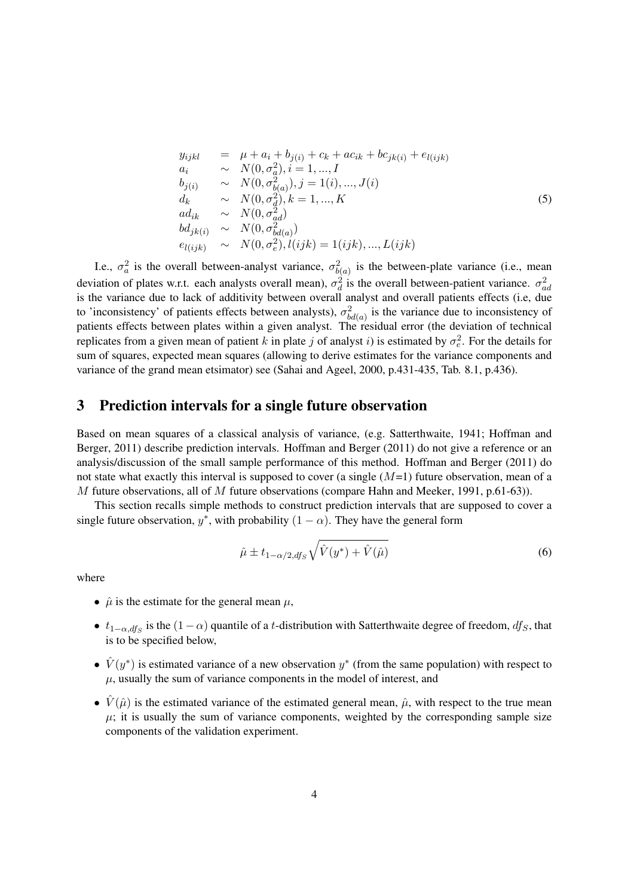$$
\begin{array}{lcl}
y_{ijkl} & = & \mu + a_i + b_{j(i)} + c_k + ac_{ik} + bc_{jk(i)} + e_{l(ijk)} \\
a_i & \sim & N(0, \sigma_a^2), i = 1, ..., I \\
b_{j(i)} & \sim & N(0, \sigma_{b(a)}^2), j = 1(i), ..., J(i) \\
d_k & \sim & N(0, \sigma_d^2), k = 1, ..., K \\
ad_{ik} & \sim & N(0, \sigma_{ad}^2) \\
bd_{jk(i)} & \sim & N(0, \sigma_{bd(a)}^2) \\
e_{l(ijk)} & \sim & N(0, \sigma_e^2), l(ijk) = 1(ijk), ..., L(ijk)
\end{array}
\tag{5}
$$

I.e., $\sigma_a^2$ is the overall between-analyst variance, $\sigma_{b(a)}^2$ is the between-plate variance (i.e., mean deviation of plates w.r.t. each analysts overall mean), $\sigma_d^2$ is the overall between-patient variance. $\sigma_{ad}^2$ is the variance due to lack of additivity between overall analyst and overall patients effects (i.e, due to 'inconsistency' of patients effects between analysts), $\sigma_{bd(a)}^2$ is the variance due to inconsistency of patients effects between plates within a given analyst. The residual error (the deviation of technical replicates from a given mean of patient $k$ in plate $j$ of analyst $i$) is estimated by $\sigma_e^2$. For the details for sum of squares, expected mean squares (allowing to derive estimates for the variance components and variance of the grand mean etsimator) see (Sahai and Ageel, 2000, p.431-435, Tab. 8.1, p.436).

## 3 Prediction intervals for a single future observation

Based on mean squares of a classical analysis of variance, (e.g. Satterthwaite, 1941; Hoffman and Berger, 2011) describe prediction intervals. Hoffman and Berger (2011) do not give a reference or an analysis/discussion of the small sample performance of this method. Hoffman and Berger (2011) do not state what exactly this interval is supposed to cover (a single ($M$=1) future observation, mean of a $M$ future observations, all of $M$ future observations (compare Hahn and Meeker, 1991, p.61-63)).

This section recalls simple methods to construct prediction intervals that are supposed to cover a single future observation, $y^*$, with probability $(1-\alpha)$. They have the general form

$$
\hat{\mu} \pm t_{1-\alpha/2, df_S} \sqrt{\hat{V}(y^*) + \hat{V}(\hat{\mu})} \tag{6}
$$

where

- $\hat{\mu}$ is the estimate for the general mean $\mu$,
- $t_{1-\alpha, df_S}$ is the $(1-\alpha)$ quantile of a $t$-distribution with Satterthwaite degree of freedom, $df_S$, that is to be specified below,
- $\hat{V}(y^*)$ is estimated variance of a new observation $y^*$ (from the same population) with respect to $\mu$, usually the sum of variance components in the model of interest, and
- $\hat{V}(\hat{\mu})$ is the estimated variance of the estimated general mean, $\hat{\mu}$, with respect to the true mean $\mu$; it is usually the sum of variance components, weighted by the corresponding sample size components of the validation experiment.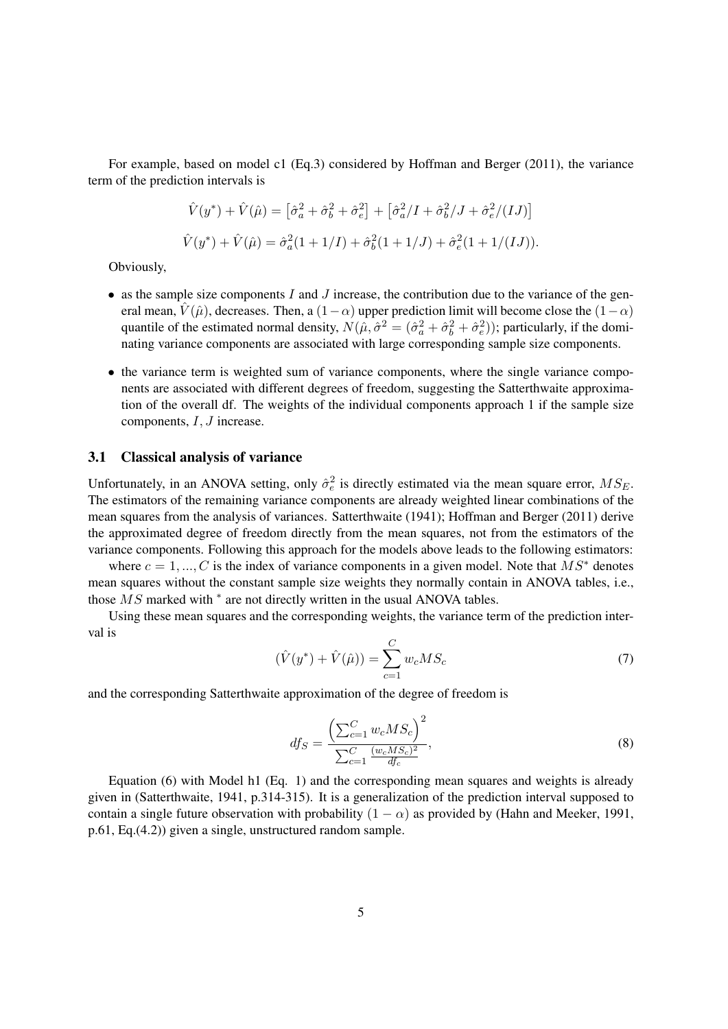For example, based on model c1 (Eq.3) considered by Hoffman and Berger (2011), the variance term of the prediction intervals is

$$\hat{V}(y^*) + \hat{V}(\hat{\mu}) = \left[\hat{\sigma}_a^2 + \hat{\sigma}_b^2 + \hat{\sigma}_e^2\right] + \left[\hat{\sigma}_a^2/I + \hat{\sigma}_b^2/J + \hat{\sigma}_e^2/(IJ)\right]$$

$$\hat{V}(y^*) + \hat{V}(\hat{\mu}) = \hat{\sigma}_a^2(1 + 1/I) + \hat{\sigma}_b^2(1 + 1/J) + \hat{\sigma}_e^2(1 + 1/(IJ)).$$

Obviously,

- as the sample size components $I$ and $J$ increase, the contribution due to the variance of the general mean, $\hat{V}(\hat{\mu})$, decreases. Then, a $(1-\alpha)$ upper prediction limit will become close the $(1-\alpha)$ quantile of the estimated normal density, $N(\hat{\mu}, \hat{\sigma}^2 = (\hat{\sigma}_a^2 + \hat{\sigma}_b^2 + \hat{\sigma}_e^2))$; particularly, if the dominating variance components are associated with large corresponding sample size components.
- the variance term is weighted sum of variance components, where the single variance components are associated with different degrees of freedom, suggesting the Satterthwaite approximation of the overall df. The weights of the individual components approach 1 if the sample size components, $I, J$ increase.

### 3.1 Classical analysis of variance

Unfortunately, in an ANOVA setting, only $\hat{\sigma}_e^2$ is directly estimated via the mean square error, $MS_E$. The estimators of the remaining variance components are already weighted linear combinations of the mean squares from the analysis of variances. Satterthwaite (1941); Hoffman and Berger (2011) derive the approximated degree of freedom directly from the mean squares, not from the estimators of the variance components. Following this approach for the models above leads to the following estimators:

where $c = 1, ..., C$ is the index of variance components in a given model. Note that $MS^*$ denotes mean squares without the constant sample size weights they normally contain in ANOVA tables, i.e., those $MS$ marked with $^*$ are not directly written in the usual ANOVA tables.

Using these mean squares and the corresponding weights, the variance term of the prediction interval is

$$(\hat{V}(y^*) + \hat{V}(\hat{\mu})) = \sum_{c=1}^{C} w_c MS_c \tag{7}$$

and the corresponding Satterthwaite approximation of the degree of freedom is

$$df_S = \frac{\left(\sum_{c=1}^{C} w_c MS_c\right)^2}{\sum_{c=1}^{C} \frac{(w_c MS_c)^2}{df_c}}, \tag{8}$$

Equation (6) with Model h1 (Eq. 1) and the corresponding mean squares and weights is already given in (Satterthwaite, 1941, p.314-315). It is a generalization of the prediction interval supposed to contain a single future observation with probability $(1 - \alpha)$ as provided by (Hahn and Meeker, 1991, p.61, Eq.(4.2)) given a single, unstructured random sample.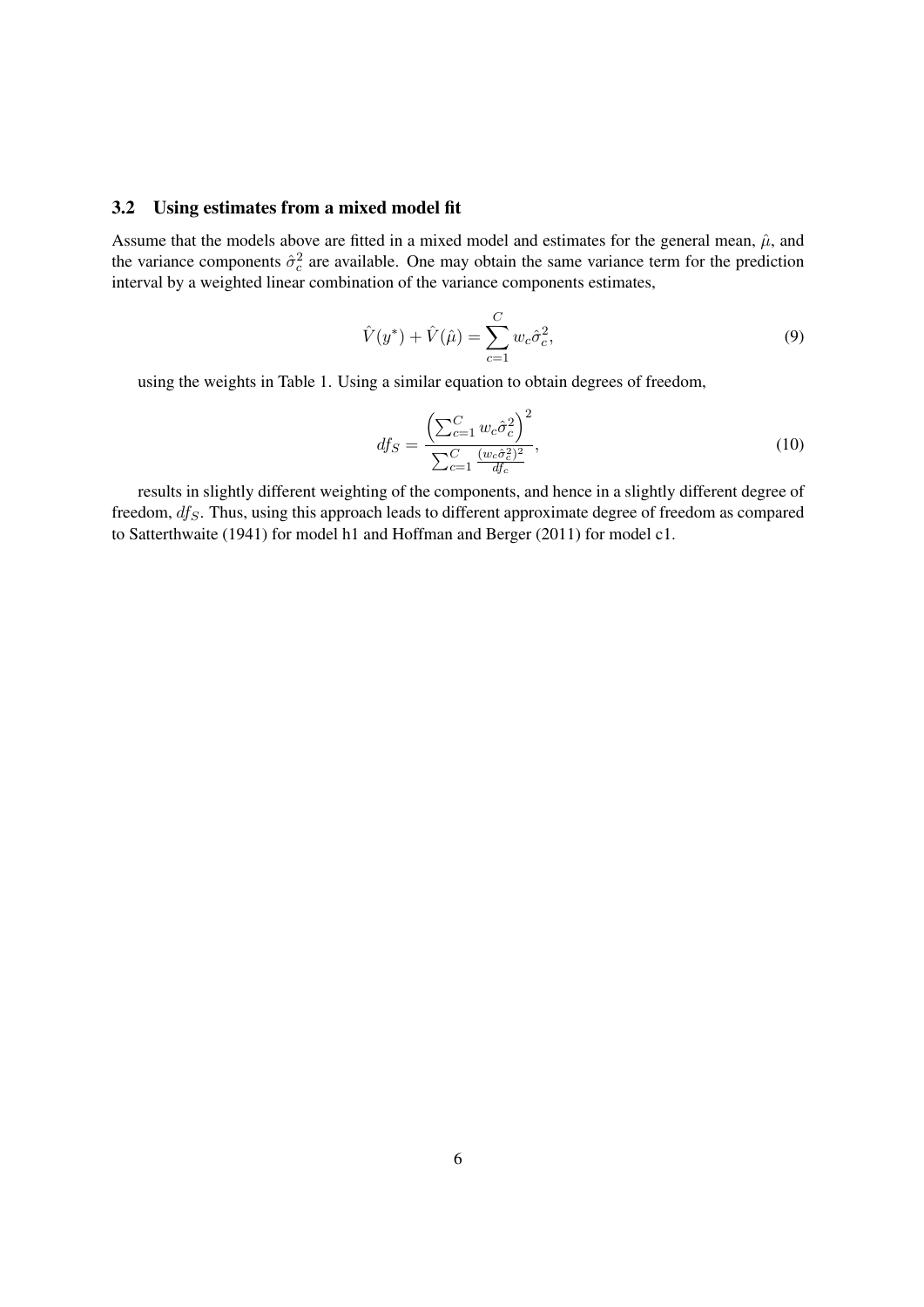### 3.2 Using estimates from a mixed model fit

Assume that the models above are fitted in a mixed model and estimates for the general mean, $\hat{\mu}$, and the variance components $\hat{\sigma}_c^2$ are available. One may obtain the same variance term for the prediction interval by a weighted linear combination of the variance components estimates,

$$\hat{V}(y^*) + \hat{V}(\hat{\mu}) = \sum_{c=1}^{C} w_c \hat{\sigma}_c^2, \tag{9}$$

using the weights in Table 1. Using a similar equation to obtain degrees of freedom,

$$df_S = \frac{\left(\sum_{c=1}^{C} w_c \hat{\sigma}_c^2\right)^2}{\sum_{c=1}^{C} \frac{(w_c \hat{\sigma}_c^2)^2}{df_c}}, \tag{10}$$

results in slightly different weighting of the components, and hence in a slightly different degree of freedom, $df_S$. Thus, using this approach leads to different approximate degree of freedom as compared to Satterthwaite (1941) for model h1 and Hoffman and Berger (2011) for model c1.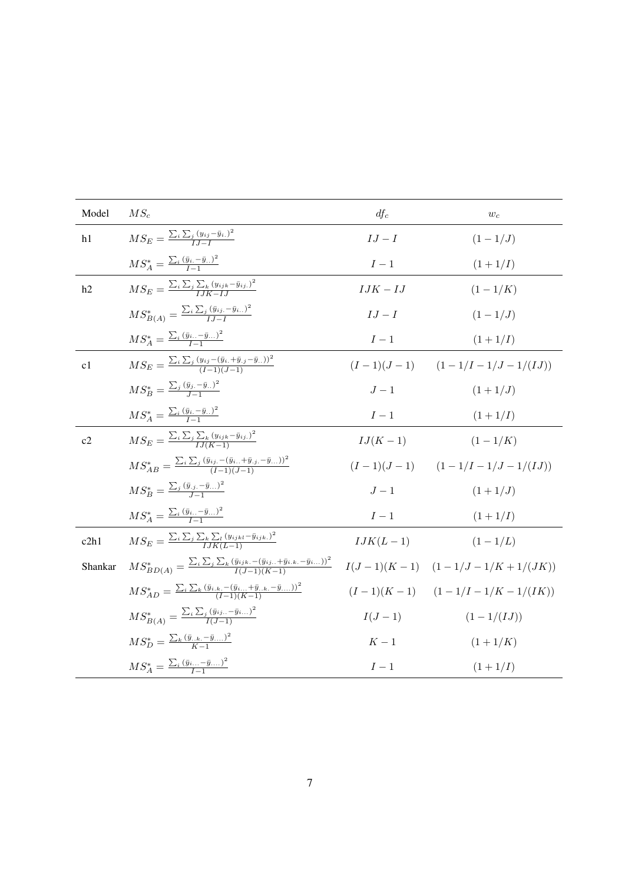| Model | $MS_c$ | $df_c$ | $w_c$ |
| --- | --- | --- | --- |
| h1 | $MS_E = \frac{\sum_i \sum_j (y_{ij} - \bar{y}_{i.})^2}{IJ - I}$ | $IJ - I$ | $(1 - 1/J)$ |
| | $MS_A^* = \frac{\sum_i (\bar{y}_{i.} - \bar{y}_{..})^2}{I-1}$ | $I - 1$ | $(1 + 1/I)$ |
| h2 | $MS_E = \frac{\sum_i \sum_j \sum_k (y_{ijk} - \bar{y}_{ij.})^2}{IJK - IJ}$ | $IJK - IJ$ | $(1 - 1/K)$ |
| | $MS_{B(A)}^* = \frac{\sum_i \sum_j (\bar{y}_{ij.} - \bar{y}_{i..})^2}{IJ - I}$ | $IJ - I$ | $(1 - 1/J)$ |
| | $MS_A^* = \frac{\sum_i (\bar{y}_{i..} - \bar{y}_{...})^2}{I-1}$ | $I - 1$ | $(1 + 1/I)$ |
| c1 | $MS_E = \frac{\sum_i \sum_j (y_{ij} - (\bar{y}_{i.} + \bar{y}_{.j} - \bar{y}_{..}))^2}{(I-1)(J-1)}$ | $(I-1)(J-1)$ | $(1 - 1/I - 1/J - 1/(IJ))$ |
| | $MS_B^* = \frac{\sum_j (\bar{y}_{j.} - \bar{y}_{..})^2}{J-1}$ | $J - 1$ | $(1 + 1/J)$ |
| | $MS_A^* = \frac{\sum_i (\bar{y}_{i.} - \bar{y}_{..})^2}{I-1}$ | $I - 1$ | $(1 + 1/I)$ |
| c2 | $MS_E = \frac{\sum_i \sum_j \sum_k (y_{ijk} - \bar{y}_{ij.})^2}{IJ(K-1)}$ | $IJ(K-1)$ | $(1 - 1/K)$ |
| | $MS_{AB}^* = \frac{\sum_i \sum_j (\bar{y}_{ij.} - (\bar{y}_{i..} + \bar{y}_{.j.} - \bar{y}_{...}))^2}{(I-1)(J-1)}$ | $(I-1)(J-1)$ | $(1 - 1/I - 1/J - 1/(IJ))$ |
| | $MS_B^* = \frac{\sum_j (\bar{y}_{.j.} - \bar{y}_{...})^2}{J-1}$ | $J - 1$ | $(1 + 1/J)$ |
| | $MS_A^* = \frac{\sum_i (\bar{y}_{i..} - \bar{y}_{...})^2}{I-1}$ | $I - 1$ | $(1 + 1/I)$ |
| c2h1 | $MS_E = \frac{\sum_i \sum_j \sum_k \sum_l (y_{ijkl} - \bar{y}_{ijk.})^2}{IJK(L-1)}$ | $IJK(L-1)$ | $(1 - 1/L)$ |
| Shankar | $MS_{BD(A)}^* = \frac{\sum_i \sum_j \sum_k (\bar{y}_{ijk.} - (\bar{y}_{ij..} + \bar{y}_{i.k.} - \bar{y}_{i...}))^2}{I(J-1)(K-1)}$ | $I(J-1)(K-1)$ | $(1 - 1/J - 1/K + 1/(JK))$ |
| | $MS_{AD}^* = \frac{\sum_i \sum_k (\bar{y}_{i.k.} - (\bar{y}_{i...} + \bar{y}_{..k.} - \bar{y}_{....}))^2}{(I-1)(K-1)}$ | $(I-1)(K-1)$ | $(1 - 1/I - 1/K - 1/(IK))$ |
| | $MS_{B(A)}^* = \frac{\sum_i \sum_j (\bar{y}_{ij..} - \bar{y}_{i...})^2}{I(J-1)}$ | $I(J-1)$ | $(1 - 1/(IJ))$ |
| | $MS_D^* = \frac{\sum_k (\bar{y}_{..k.} - \bar{y}_{....})^2}{K-1}$ | $K - 1$ | $(1 + 1/K)$ |
| | $MS_A^* = \frac{\sum_i (\bar{y}_{i...} - \bar{y}_{....})^2}{I-1}$ | $I - 1$ | $(1 + 1/I)$ |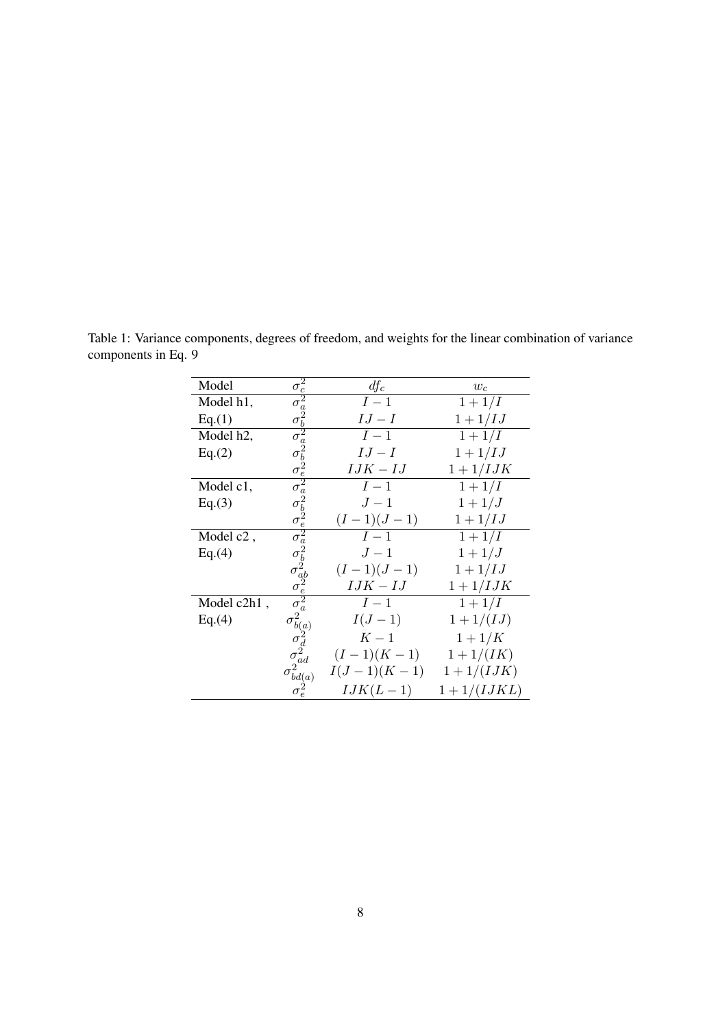Table 1: Variance components, degrees of freedom, and weights for the linear combination of variance components in Eq. 9

| Model | $\sigma_c^2$ | $df_c$ | $w_c$ |
|---|---|---|---|
| Model h1, | $\sigma_a^2$ | $I-1$ | $1+1/I$ |
| Eq.(1) | $\sigma_b^2$ | $IJ-I$ | $1+1/IJ$ |
| Model h2, | $\sigma_a^2$ | $I-1$ | $1+1/I$ |
| Eq.(2) | $\sigma_b^2$ | $IJ-I$ | $1+1/IJ$ |
| | $\sigma_e^2$ | $IJK-IJ$ | $1+1/IJK$ |
| Model c1, | $\sigma_a^2$ | $I-1$ | $1+1/I$ |
| Eq.(3) | $\sigma_b^2$ | $J-1$ | $1+1/J$ |
| | $\sigma_e^2$ | $(I-1)(J-1)$ | $1+1/IJ$ |
| Model c2 , | $\sigma_a^2$ | $I-1$ | $1+1/I$ |
| Eq.(4) | $\sigma_b^2$ | $J-1$ | $1+1/J$ |
| | $\sigma_{ab}^2$ | $(I-1)(J-1)$ | $1+1/IJ$ |
| | $\sigma_e^2$ | $IJK-IJ$ | $1+1/IJK$ |
| Model c2h1 , | $\sigma_a^2$ | $I-1$ | $1+1/I$ |
| Eq.(4) | $\sigma_{b(a)}^2$ | $I(J-1)$ | $1+1/(IJ)$ |
| | $\sigma_d^2$ | $K-1$ | $1+1/K$ |
| | $\sigma_{ad}^2$ | $(I-1)(K-1)$ | $1+1/(IK)$ |
| | $\sigma_{bd(a)}^2$ | $I(J-1)(K-1)$ | $1+1/(IJK)$ |
| | $\sigma_e^2$ | $IJK(L-1)$ | $1+1/(IJKL)$ |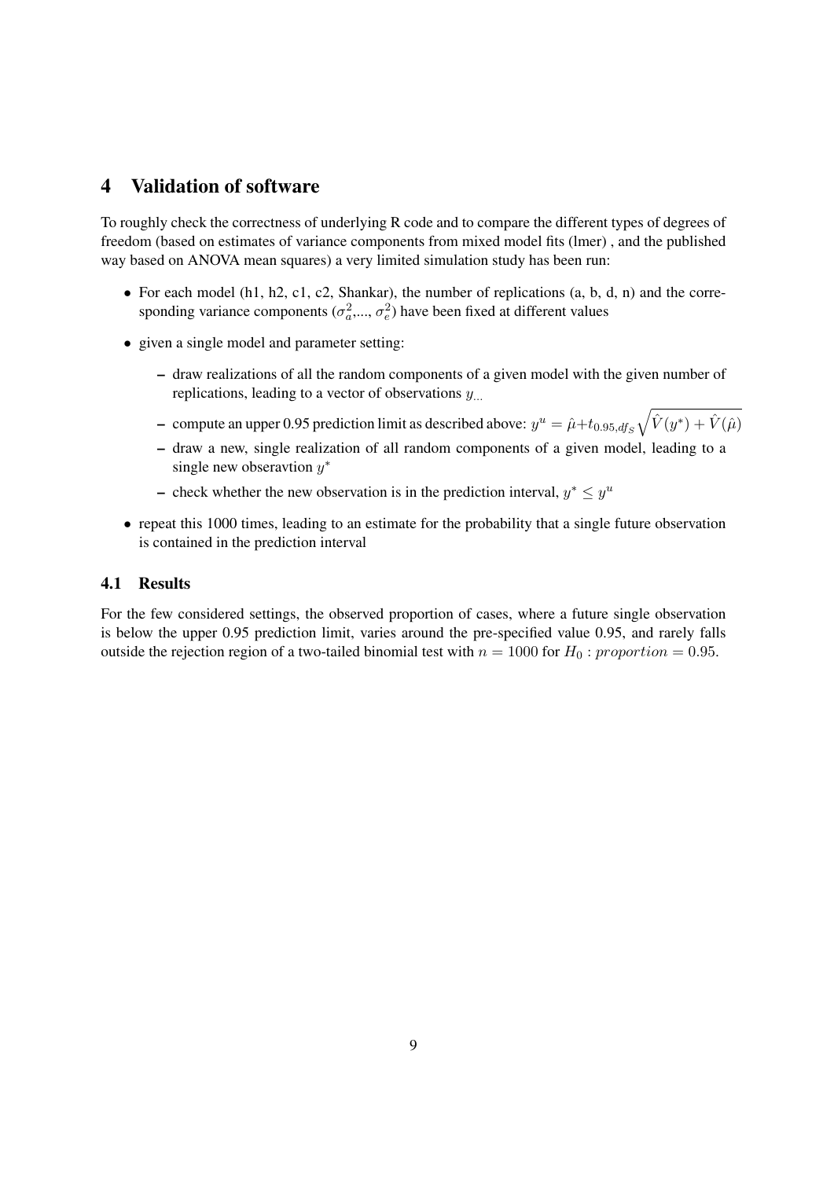# 4 Validation of software

To roughly check the correctness of underlying R code and to compare the different types of degrees of freedom (based on estimates of variance components from mixed model fits (lmer) , and the published way based on ANOVA mean squares) a very limited simulation study has been run:

- For each model (h1, h2, c1, c2, Shankar), the number of replications (a, b, d, n) and the corresponding variance components ($\sigma_a^2$,..., $\sigma_e^2$) have been fixed at different values
- given a single model and parameter setting:
  - draw realizations of all the random components of a given model with the given number of replications, leading to a vector of observations $y_{...}$
  - compute an upper 0.95 prediction limit as described above: $y^u = \hat{\mu} + t_{0.95, df_S} \sqrt{\hat{V}(y^*) + \hat{V}(\hat{\mu})}$
  - draw a new, single realization of all random components of a given model, leading to a single new obseravtion $y^*$
  - check whether the new observation is in the prediction interval, $y^* \leq y^u$
- repeat this 1000 times, leading to an estimate for the probability that a single future observation is contained in the prediction interval

## 4.1 Results

For the few considered settings, the observed proportion of cases, where a future single observation is below the upper 0.95 prediction limit, varies around the pre-specified value 0.95, and rarely falls outside the rejection region of a two-tailed binomial test with $n = 1000$ for $H_0 : proportion = 0.95$.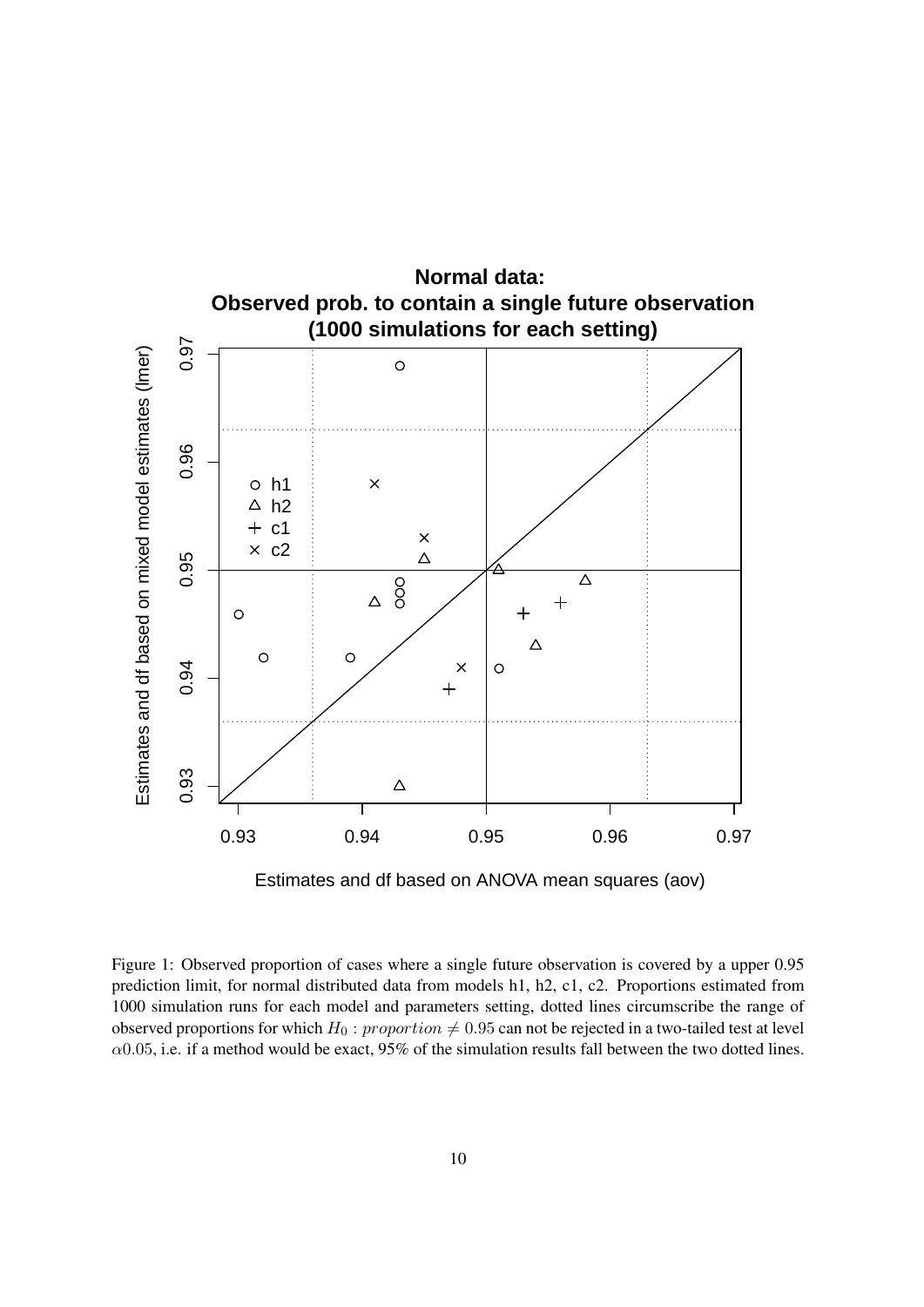Figure 1: Observed proportion of cases where a single future observation is covered by a upper 0.95 prediction limit, for normal distributed data from models h1, h2, c1, c2. Proportions estimated from 1000 simulation runs for each model and parameters setting, dotted lines circumscribe the range of observed proportions for which $H_0 : proportion \neq 0.95$ can not be rejected in a two-tailed test at level $\alpha 0.05$, i.e. if a method would be exact, 95% of the simulation results fall between the two dotted lines.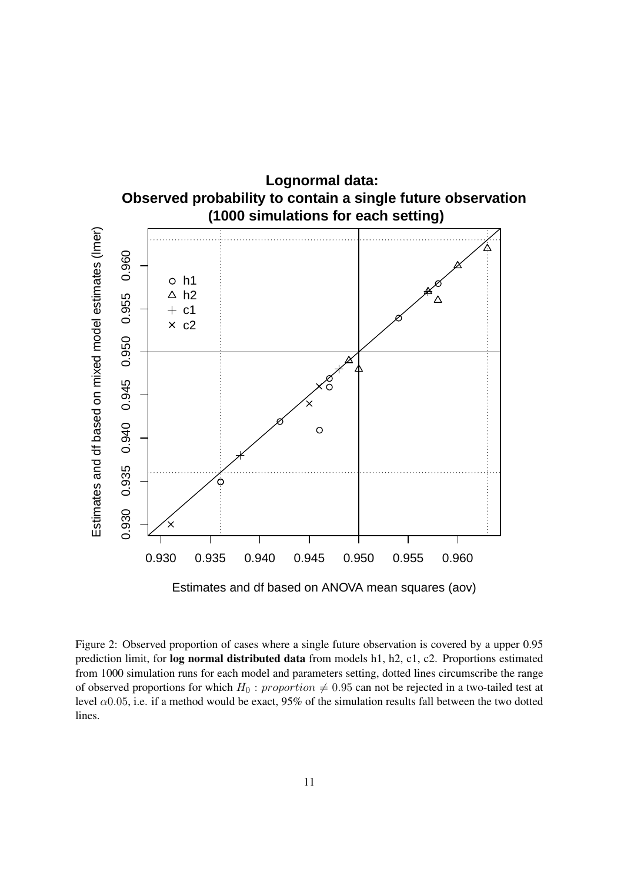**Lognormal data:**
**Observed probability to contain a single future observation**
**(1000 simulations for each setting)**

Figure 2: Observed proportion of cases where a single future observation is covered by a upper 0.95 prediction limit, for **log normal distributed data** from models h1, h2, c1, c2. Proportions estimated from 1000 simulation runs for each model and parameters setting, dotted lines circumscribe the range of observed proportions for which $H_0 : proportion \neq 0.95$ can not be rejected in a two-tailed test at level $\alpha 0.05$, i.e. if a method would be exact, 95% of the simulation results fall between the two dotted lines.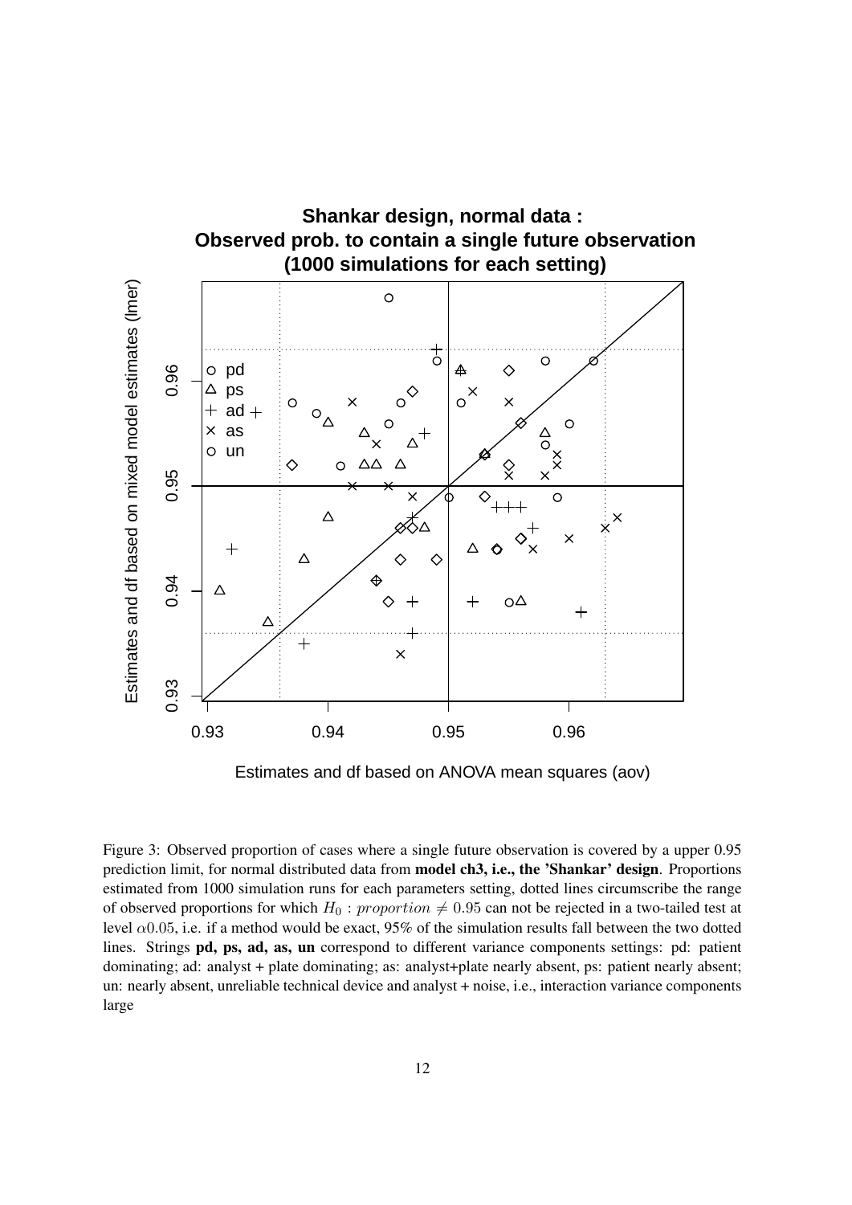Figure 3: Observed proportion of cases where a single future observation is covered by a upper 0.95 prediction limit, for normal distributed data from **model ch3, i.e., the 'Shankar' design**. Proportions estimated from 1000 simulation runs for each parameters setting, dotted lines circumscribe the range of observed proportions for which $H_0 : proportion \neq 0.95$ can not be rejected in a two-tailed test at level $\alpha 0.05$, i.e. if a method would be exact, 95% of the simulation results fall between the two dotted lines. Strings **pd, ps, ad, as, un** correspond to different variance components settings: pd: patient dominating; ad: analyst + plate dominating; as: analyst+plate nearly absent, ps: patient nearly absent; un: nearly absent, unreliable technical device and analyst + noise, i.e., interaction variance components large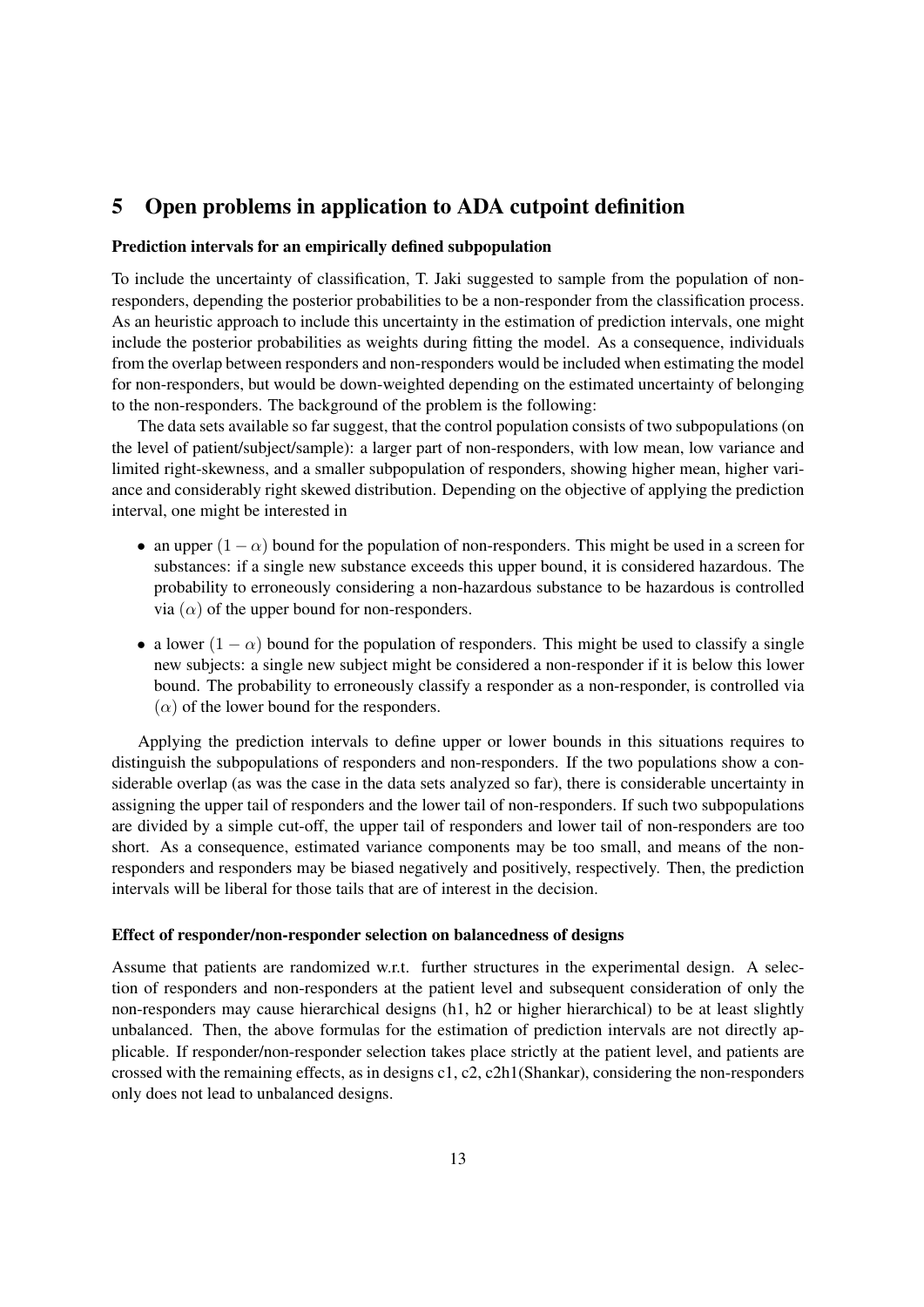## 5 Open problems in application to ADA cutpoint definition

**Prediction intervals for an empirically defined subpopulation**

To include the uncertainty of classification, T. Jaki suggested to sample from the population of non-responders, depending the posterior probabilities to be a non-responder from the classification process. As an heuristic approach to include this uncertainty in the estimation of prediction intervals, one might include the posterior probabilities as weights during fitting the model. As a consequence, individuals from the overlap between responders and non-responders would be included when estimating the model for non-responders, but would be down-weighted depending on the estimated uncertainty of belonging to the non-responders. The background of the problem is the following:

The data sets available so far suggest, that the control population consists of two subpopulations (on the level of patient/subject/sample): a larger part of non-responders, with low mean, low variance and limited right-skewness, and a smaller subpopulation of responders, showing higher mean, higher variance and considerably right skewed distribution. Depending on the objective of applying the prediction interval, one might be interested in

- an upper $(1 - \alpha)$ bound for the population of non-responders. This might be used in a screen for substances: if a single new substance exceeds this upper bound, it is considered hazardous. The probability to erroneously considering a non-hazardous substance to be hazardous is controlled via $(\alpha)$ of the upper bound for non-responders.
- a lower $(1 - \alpha)$ bound for the population of responders. This might be used to classify a single new subjects: a single new subject might be considered a non-responder if it is below this lower bound. The probability to erroneously classify a responder as a non-responder, is controlled via $(\alpha)$ of the lower bound for the responders.

Applying the prediction intervals to define upper or lower bounds in this situations requires to distinguish the subpopulations of responders and non-responders. If the two populations show a considerable overlap (as was the case in the data sets analyzed so far), there is considerable uncertainty in assigning the upper tail of responders and the lower tail of non-responders. If such two subpopulations are divided by a simple cut-off, the upper tail of responders and lower tail of non-responders are too short. As a consequence, estimated variance components may be too small, and means of the non-responders and responders may be biased negatively and positively, respectively. Then, the prediction intervals will be liberal for those tails that are of interest in the decision.

**Effect of responder/non-responder selection on balancedness of designs**

Assume that patients are randomized w.r.t. further structures in the experimental design. A selection of responders and non-responders at the patient level and subsequent consideration of only the non-responders may cause hierarchical designs (h1, h2 or higher hierarchical) to be at least slightly unbalanced. Then, the above formulas for the estimation of prediction intervals are not directly applicable. If responder/non-responder selection takes place strictly at the patient level, and patients are crossed with the remaining effects, as in designs c1, c2, c2h1(Shankar), considering the non-responders only does not lead to unbalanced designs.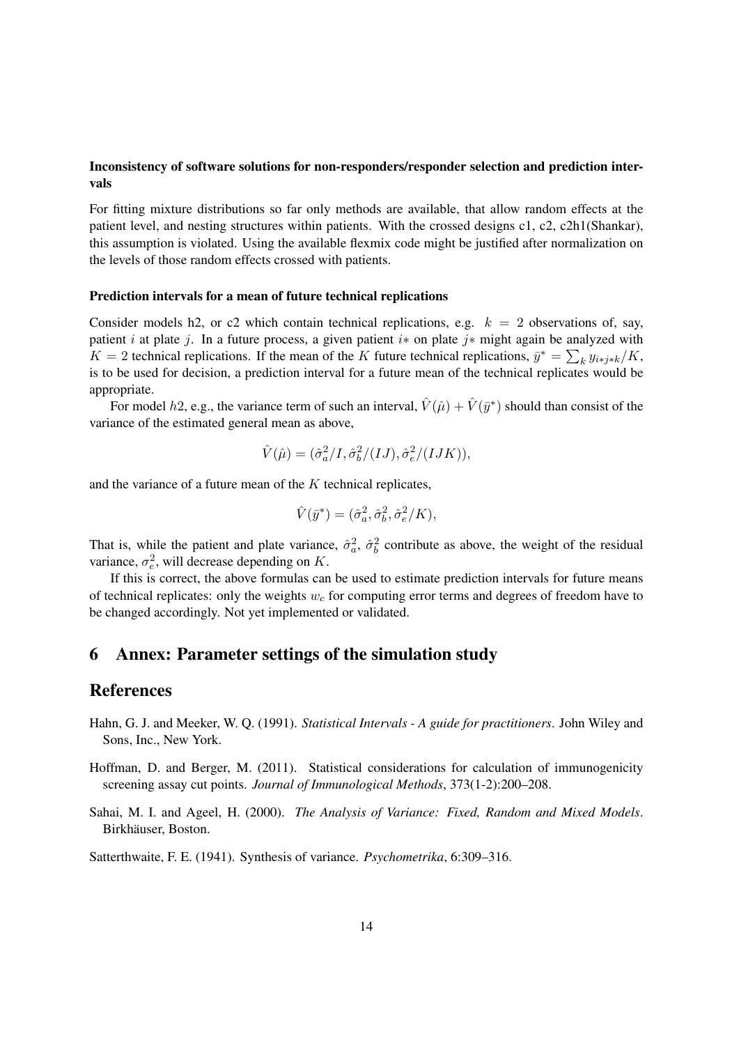**Inconsistency of software solutions for non-responders/responder selection and prediction intervals**

For fitting mixture distributions so far only methods are available, that allow random effects at the patient level, and nesting structures within patients. With the crossed designs c1, c2, c2h1(Shankar), this assumption is violated. Using the available flexmix code might be justified after normalization on the levels of those random effects crossed with patients.

**Prediction intervals for a mean of future technical replications**

Consider models h2, or c2 which contain technical replications, e.g. $k = 2$ observations of, say, patient $i$ at plate $j$. In a future process, a given patient $i*$ on plate $j*$ might again be analyzed with $K = 2$ technical replications. If the mean of the $K$ future technical replications, $\bar{y}^* = \sum_k y_{i*j*k}/K$, is to be used for decision, a prediction interval for a future mean of the technical replicates would be appropriate.

For model $h2$, e.g., the variance term of such an interval, $\hat{V}(\hat{\mu}) + \hat{V}(\bar{y}^*)$ should than consist of the variance of the estimated general mean as above,

$$\hat{V}(\hat{\mu}) = (\hat{\sigma}_a^2/I, \hat{\sigma}_b^2/(IJ), \hat{\sigma}_e^2/(IJK)),$$

and the variance of a future mean of the $K$ technical replicates,

$$\hat{V}(\bar{y}^*) = (\hat{\sigma}_a^2, \hat{\sigma}_b^2, \hat{\sigma}_e^2/K),$$

That is, while the patient and plate variance, $\hat{\sigma}_a^2$, $\hat{\sigma}_b^2$ contribute as above, the weight of the residual variance, $\sigma_e^2$, will decrease depending on $K$.

If this is correct, the above formulas can be used to estimate prediction intervals for future means of technical replicates: only the weights $w_c$ for computing error terms and degrees of freedom have to be changed accordingly. Not yet implemented or validated.

# 6 Annex: Parameter settings of the simulation study

# References

Hahn, G. J. and Meeker, W. Q. (1991). *Statistical Intervals - A guide for practitioners*. John Wiley and Sons, Inc., New York.

Hoffman, D. and Berger, M. (2011). Statistical considerations for calculation of immunogenicity screening assay cut points. *Journal of Immunological Methods*, 373(1-2):200–208.

Sahai, M. I. and Ageel, H. (2000). *The Analysis of Variance: Fixed, Random and Mixed Models*. Birkhäuser, Boston.

Satterthwaite, F. E. (1941). Synthesis of variance. *Psychometrika*, 6:309–316.